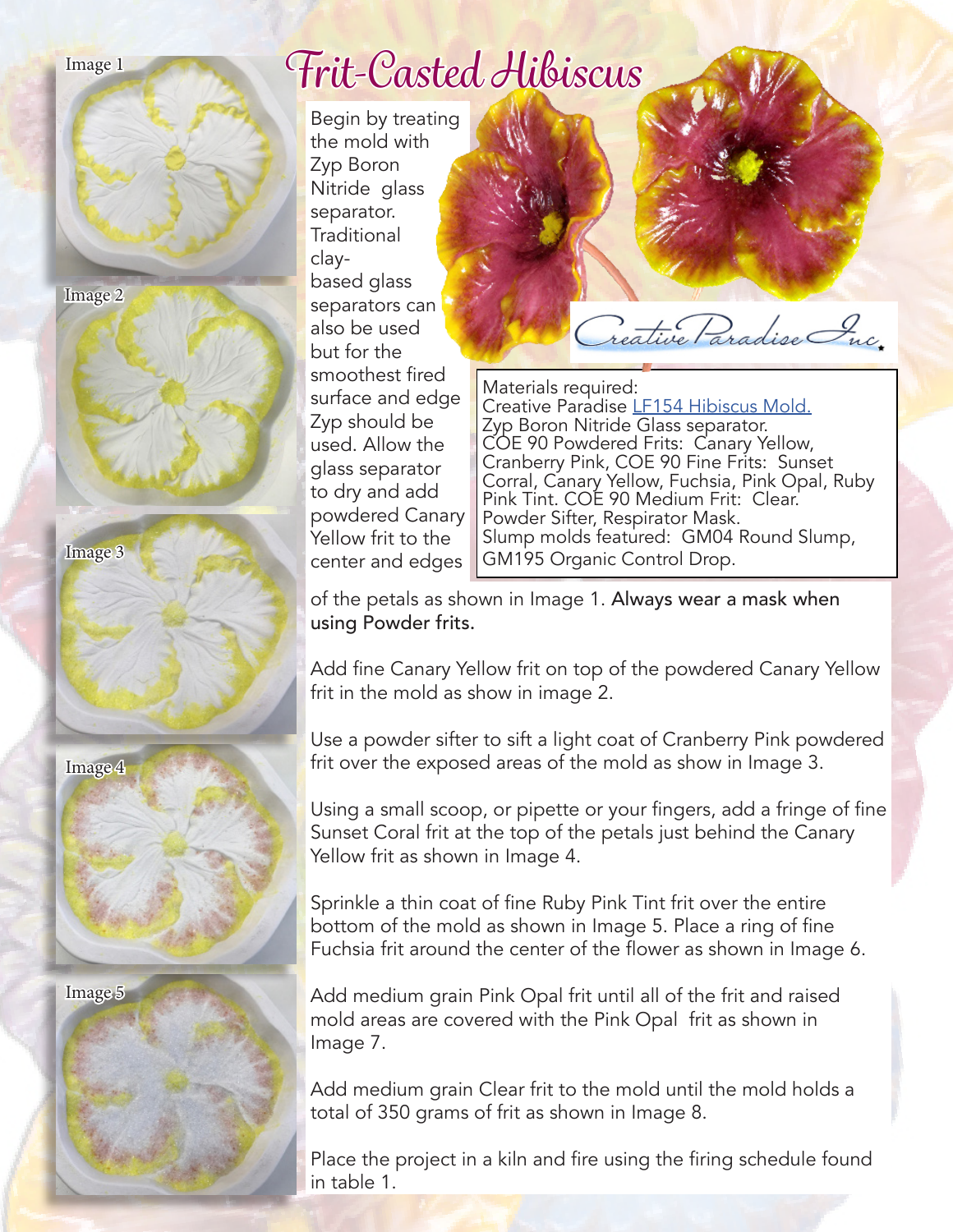# Frit-Casted Hibiscus

Image 1

Image 2

Image 3

Image 4

Image 5

Begin by treating the mold with Zyp Boron Nitride glass separator. Traditional clay-based glass separators can also be used but for the smoothest fired surface and edge Zyp should be used. Allow the glass separator to dry and add powdered Canary Yellow frit to the center and edges of the petals as shown in Image 1. **Always wear a mask when using Powder frits.**

Materials required:
Creative Paradise LF154 Hibiscus Mold.
Zyp Boron Nitride Glass separator.
COE 90 Powdered Frits: Canary Yellow, Cranberry Pink, COE 90 Fine Frits: Sunset Corral, Canary Yellow, Fuchsia, Pink Opal, Ruby Pink Tint. COE 90 Medium Frit: Clear.
Powder Sifter, Respirator Mask.
Slump molds featured: GM04 Round Slump, GM195 Organic Control Drop.

Creative Paradise Inc.

Add fine Canary Yellow frit on top of the powdered Canary Yellow frit in the mold as show in image 2.

Use a powder sifter to sift a light coat of Cranberry Pink powdered frit over the exposed areas of the mold as show in Image 3.

Using a small scoop, or pipette or your fingers, add a fringe of fine Sunset Coral frit at the top of the petals just behind the Canary Yellow frit as shown in Image 4.

Sprinkle a thin coat of fine Ruby Pink Tint frit over the entire bottom of the mold as shown in Image 5. Place a ring of fine Fuchsia frit around the center of the flower as shown in Image 6.

Add medium grain Pink Opal frit until all of the frit and raised mold areas are covered with the Pink Opal frit as shown in Image 7.

Add medium grain Clear frit to the mold until the mold holds a total of 350 grams of frit as shown in Image 8.

Place the project in a kiln and fire using the firing schedule found in table 1.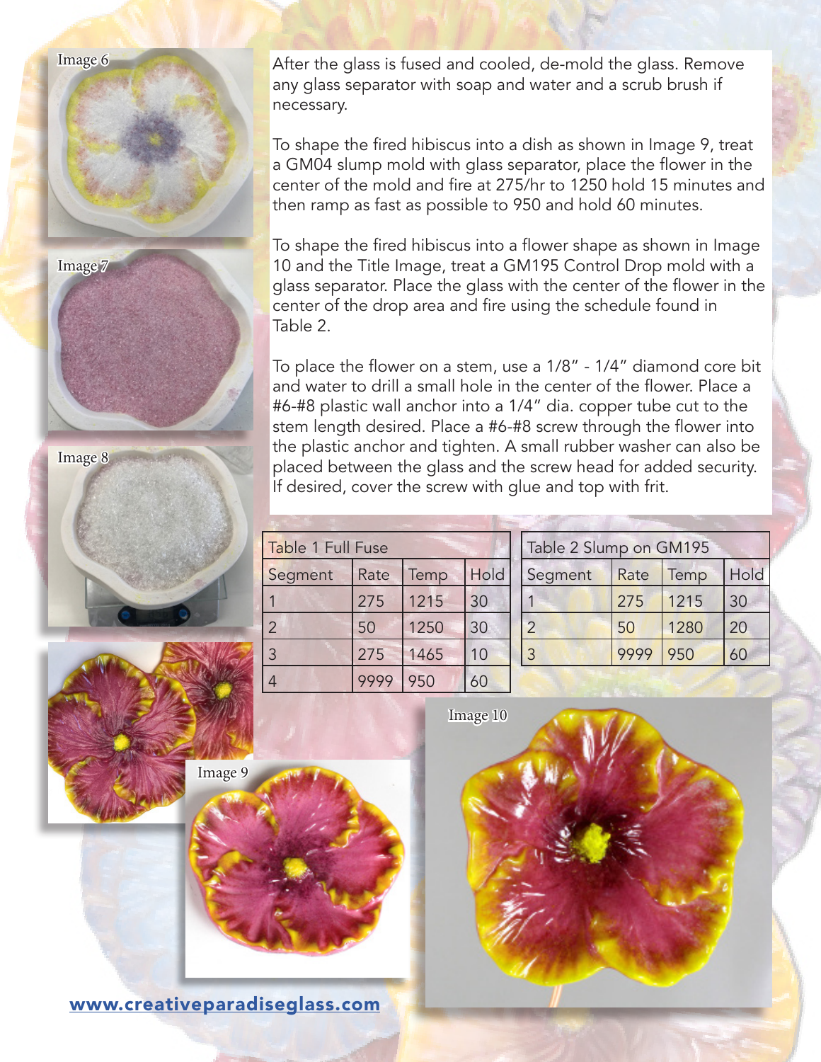After the glass is fused and cooled, de-mold the glass. Remove any glass separator with soap and water and a scrub brush if necessary.

To shape the fired hibiscus into a dish as shown in Image 9, treat a GM04 slump mold with glass separator, place the flower in the center of the mold and fire at 275/hr to 1250 hold 15 minutes and then ramp as fast as possible to 950 and hold 60 minutes.

To shape the fired hibiscus into a flower shape as shown in Image 10 and the Title Image, treat a GM195 Control Drop mold with a glass separator. Place the glass with the center of the flower in the center of the drop area and fire using the schedule found in Table 2.

To place the flower on a stem, use a 1/8" - 1/4" diamond core bit and water to drill a small hole in the center of the flower. Place a #6-#8 plastic wall anchor into a 1/4" dia. copper tube cut to the stem length desired. Place a #6-#8 screw through the flower into the plastic anchor and tighten. A small rubber washer can also be placed between the glass and the screw head for added security. If desired, cover the screw with glue and top with frit.

| Table 1 Full Fuse | | | |
|---|---|---|---|
| Segment | Rate | Temp | Hold |
| 1 | 275 | 1215 | 30 |
| 2 | 50 | 1250 | 30 |
| 3 | 275 | 1465 | 10 |
| 4 | 9999 | 950 | 60 |

| Table 2 Slump on GM195 | | | |
|---|---|---|---|
| Segment | Rate | Temp | Hold |
| 1 | 275 | 1215 | 30 |
| 2 | 50 | 1280 | 20 |
| 3 | 9999 | 950 | 60 |

Image 6

Image 7

Image 8

Image 9

Image 10

www.creativeparadiseglass.com